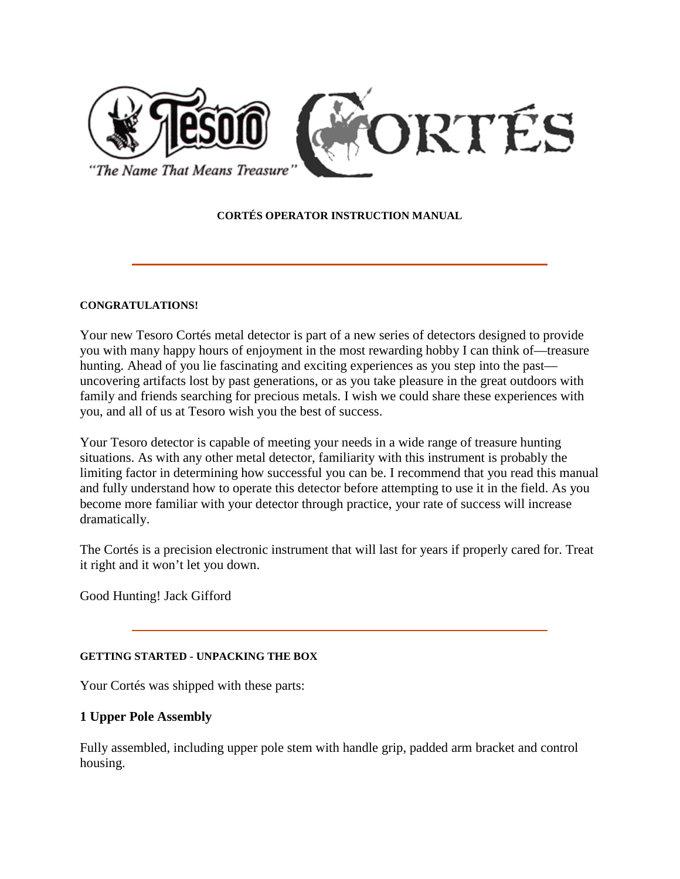**CORTÉS OPERATOR INSTRUCTION MANUAL**

---

**CONGRATULATIONS!**

Your new Tesoro Cortés metal detector is part of a new series of detectors designed to provide you with many happy hours of enjoyment in the most rewarding hobby I can think of—treasure hunting. Ahead of you lie fascinating and exciting experiences as you step into the past—uncovering artifacts lost by past generations, or as you take pleasure in the great outdoors with family and friends searching for precious metals. I wish we could share these experiences with you, and all of us at Tesoro wish you the best of success.

Your Tesoro detector is capable of meeting your needs in a wide range of treasure hunting situations. As with any other metal detector, familiarity with this instrument is probably the limiting factor in determining how successful you can be. I recommend that you read this manual and fully understand how to operate this detector before attempting to use it in the field. As you become more familiar with your detector through practice, your rate of success will increase dramatically.

The Cortés is a precision electronic instrument that will last for years if properly cared for. Treat it right and it won't let you down.

Good Hunting! Jack Gifford

---

**GETTING STARTED - UNPACKING THE BOX**

Your Cortés was shipped with these parts:

### 1 Upper Pole Assembly

Fully assembled, including upper pole stem with handle grip, padded arm bracket and control housing.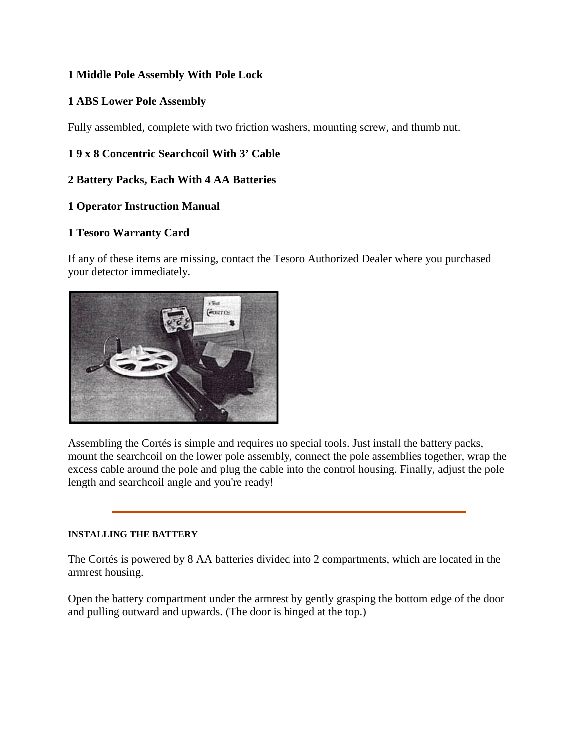**1 Middle Pole Assembly With Pole Lock**

**1 ABS Lower Pole Assembly**

Fully assembled, complete with two friction washers, mounting screw, and thumb nut.

**1 9 x 8 Concentric Searchcoil With 3' Cable**

**2 Battery Packs, Each With 4 AA Batteries**

**1 Operator Instruction Manual**

**1 Tesoro Warranty Card**

If any of these items are missing, contact the Tesoro Authorized Dealer where you purchased your detector immediately.

Assembling the Cortés is simple and requires no special tools. Just install the battery packs, mount the searchcoil on the lower pole assembly, connect the pole assemblies together, wrap the excess cable around the pole and plug the cable into the control housing. Finally, adjust the pole length and searchcoil angle and you're ready!

---

#### INSTALLING THE BATTERY

The Cortés is powered by 8 AA batteries divided into 2 compartments, which are located in the armrest housing.

Open the battery compartment under the armrest by gently grasping the bottom edge of the door and pulling outward and upwards. (The door is hinged at the top.)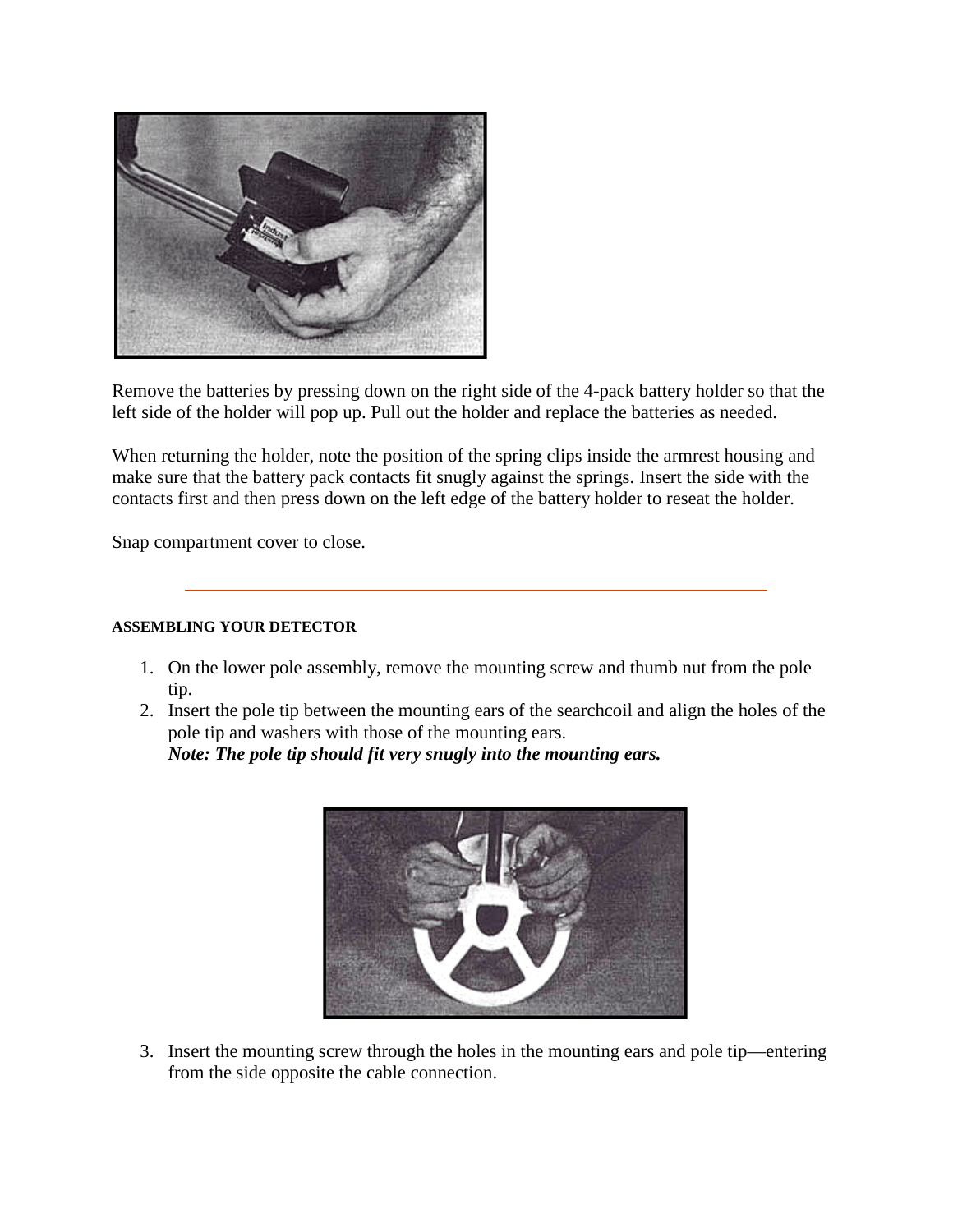Remove the batteries by pressing down on the right side of the 4-pack battery holder so that the left side of the holder will pop up. Pull out the holder and replace the batteries as needed.

When returning the holder, note the position of the spring clips inside the armrest housing and make sure that the battery pack contacts fit snugly against the springs. Insert the side with the contacts first and then press down on the left edge of the battery holder to reseat the holder.

Snap compartment cover to close.

---

#### ASSEMBLING YOUR DETECTOR

1. On the lower pole assembly, remove the mounting screw and thumb nut from the pole tip.
2. Insert the pole tip between the mounting ears of the searchcoil and align the holes of the pole tip and washers with those of the mounting ears.
   ***Note: The pole tip should fit very snugly into the mounting ears.***
3. Insert the mounting screw through the holes in the mounting ears and pole tip—entering from the side opposite the cable connection.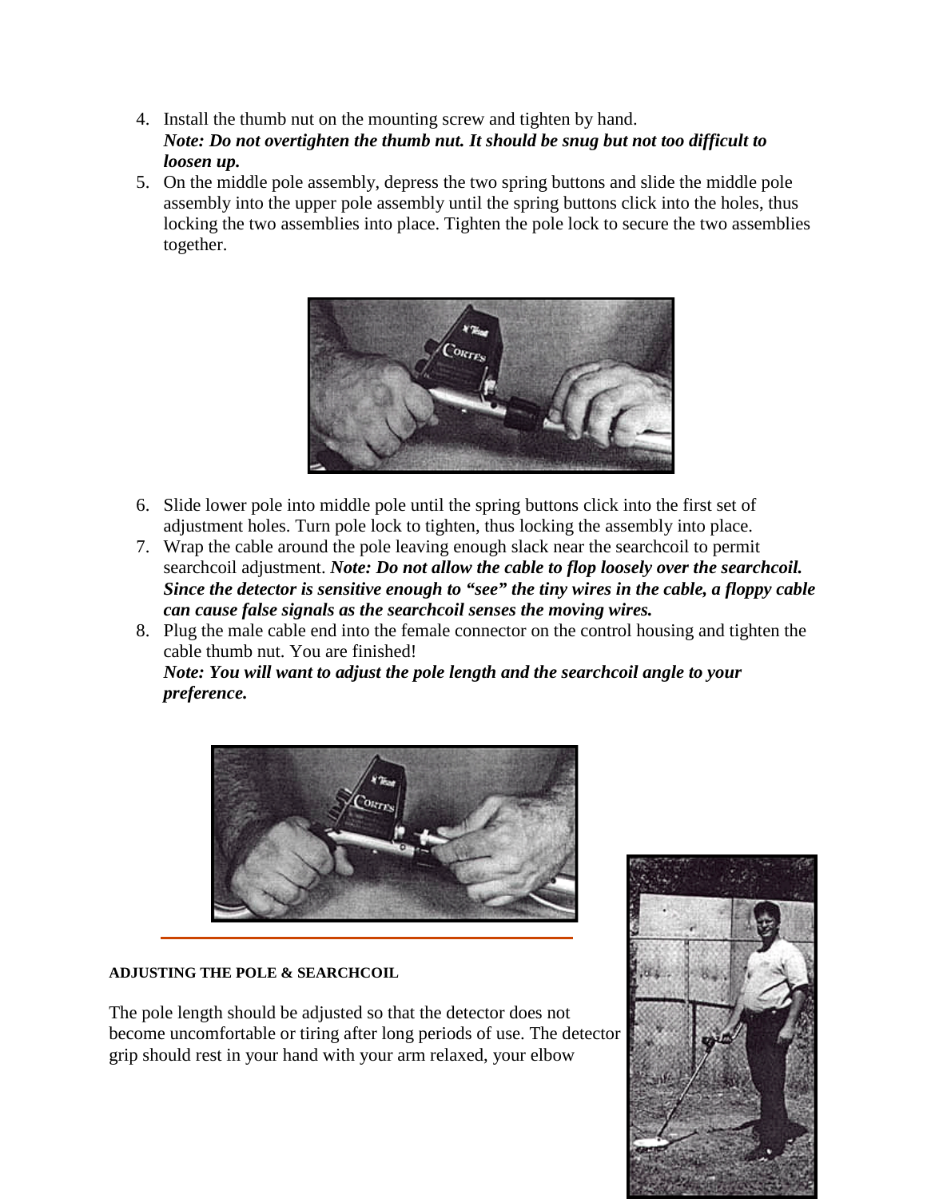4. Install the thumb nut on the mounting screw and tighten by hand.
   ***Note: Do not overtighten the thumb nut. It should be snug but not too difficult to loosen up.***
5. On the middle pole assembly, depress the two spring buttons and slide the middle pole assembly into the upper pole assembly until the spring buttons click into the holes, thus locking the two assemblies into place. Tighten the pole lock to secure the two assemblies together.
6. Slide lower pole into middle pole until the spring buttons click into the first set of adjustment holes. Turn pole lock to tighten, thus locking the assembly into place.
7. Wrap the cable around the pole leaving enough slack near the searchcoil to permit searchcoil adjustment. ***Note: Do not allow the cable to flop loosely over the searchcoil. Since the detector is sensitive enough to "see" the tiny wires in the cable, a floppy cable can cause false signals as the searchcoil senses the moving wires.***
8. Plug the male cable end into the female connector on the control housing and tighten the cable thumb nut. You are finished!
   ***Note: You will want to adjust the pole length and the searchcoil angle to your preference.***

**ADJUSTING THE POLE & SEARCHCOIL**

The pole length should be adjusted so that the detector does not become uncomfortable or tiring after long periods of use. The detector grip should rest in your hand with your arm relaxed, your elbow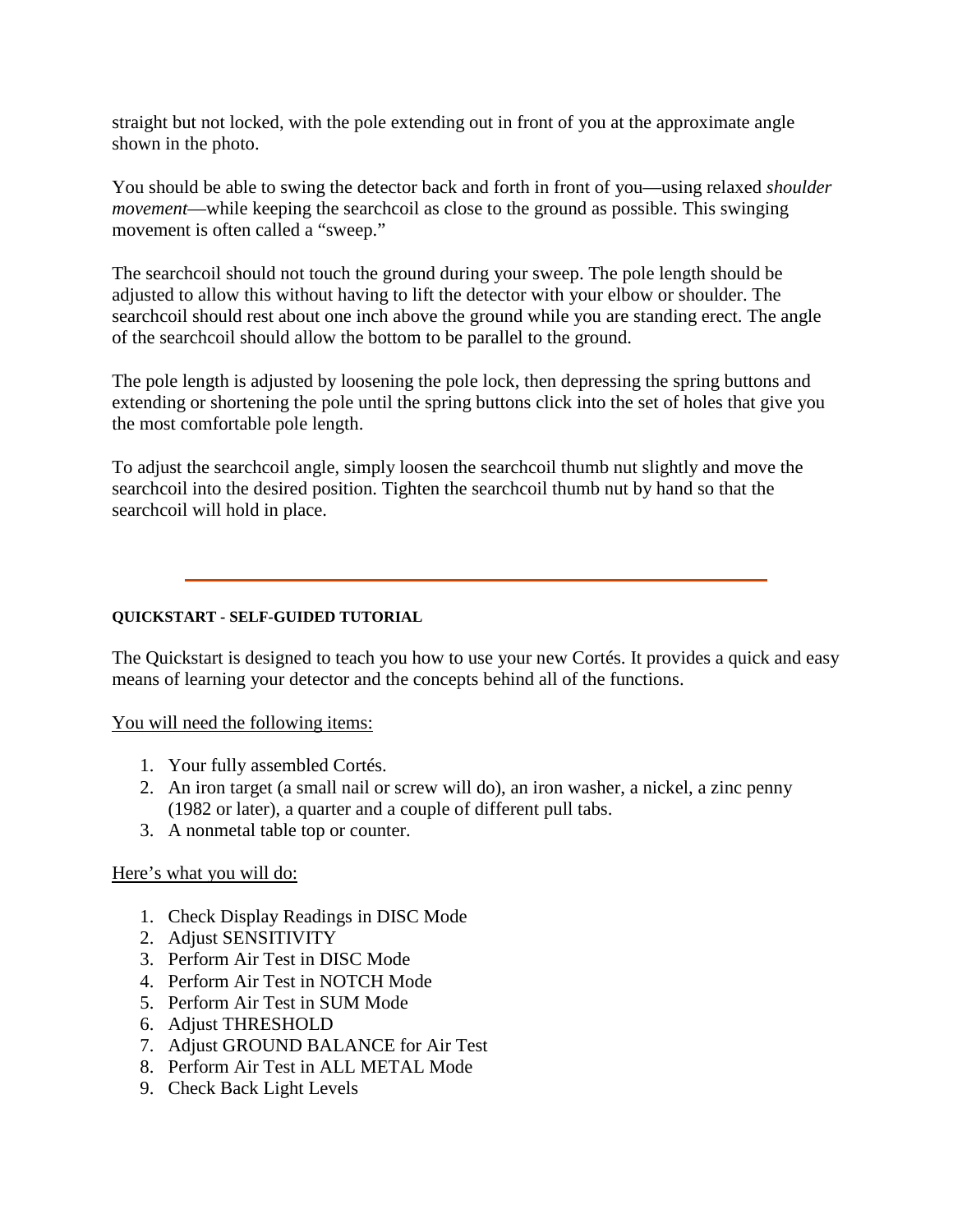straight but not locked, with the pole extending out in front of you at the approximate angle shown in the photo.

You should be able to swing the detector back and forth in front of you—using relaxed *shoulder movement*—while keeping the searchcoil as close to the ground as possible. This swinging movement is often called a "sweep."

The searchcoil should not touch the ground during your sweep. The pole length should be adjusted to allow this without having to lift the detector with your elbow or shoulder. The searchcoil should rest about one inch above the ground while you are standing erect. The angle of the searchcoil should allow the bottom to be parallel to the ground.

The pole length is adjusted by loosening the pole lock, then depressing the spring buttons and extending or shortening the pole until the spring buttons click into the set of holes that give you the most comfortable pole length.

To adjust the searchcoil angle, simply loosen the searchcoil thumb nut slightly and move the searchcoil into the desired position. Tighten the searchcoil thumb nut by hand so that the searchcoil will hold in place.

---

**QUICKSTART - SELF-GUIDED TUTORIAL**

The Quickstart is designed to teach you how to use your new Cortés. It provides a quick and easy means of learning your detector and the concepts behind all of the functions.

<u>You will need the following items:</u>

1. Your fully assembled Cortés.
2. An iron target (a small nail or screw will do), an iron washer, a nickel, a zinc penny (1982 or later), a quarter and a couple of different pull tabs.
3. A nonmetal table top or counter.

<u>Here's what you will do:</u>

1. Check Display Readings in DISC Mode
2. Adjust SENSITIVITY
3. Perform Air Test in DISC Mode
4. Perform Air Test in NOTCH Mode
5. Perform Air Test in SUM Mode
6. Adjust THRESHOLD
7. Adjust GROUND BALANCE for Air Test
8. Perform Air Test in ALL METAL Mode
9. Check Back Light Levels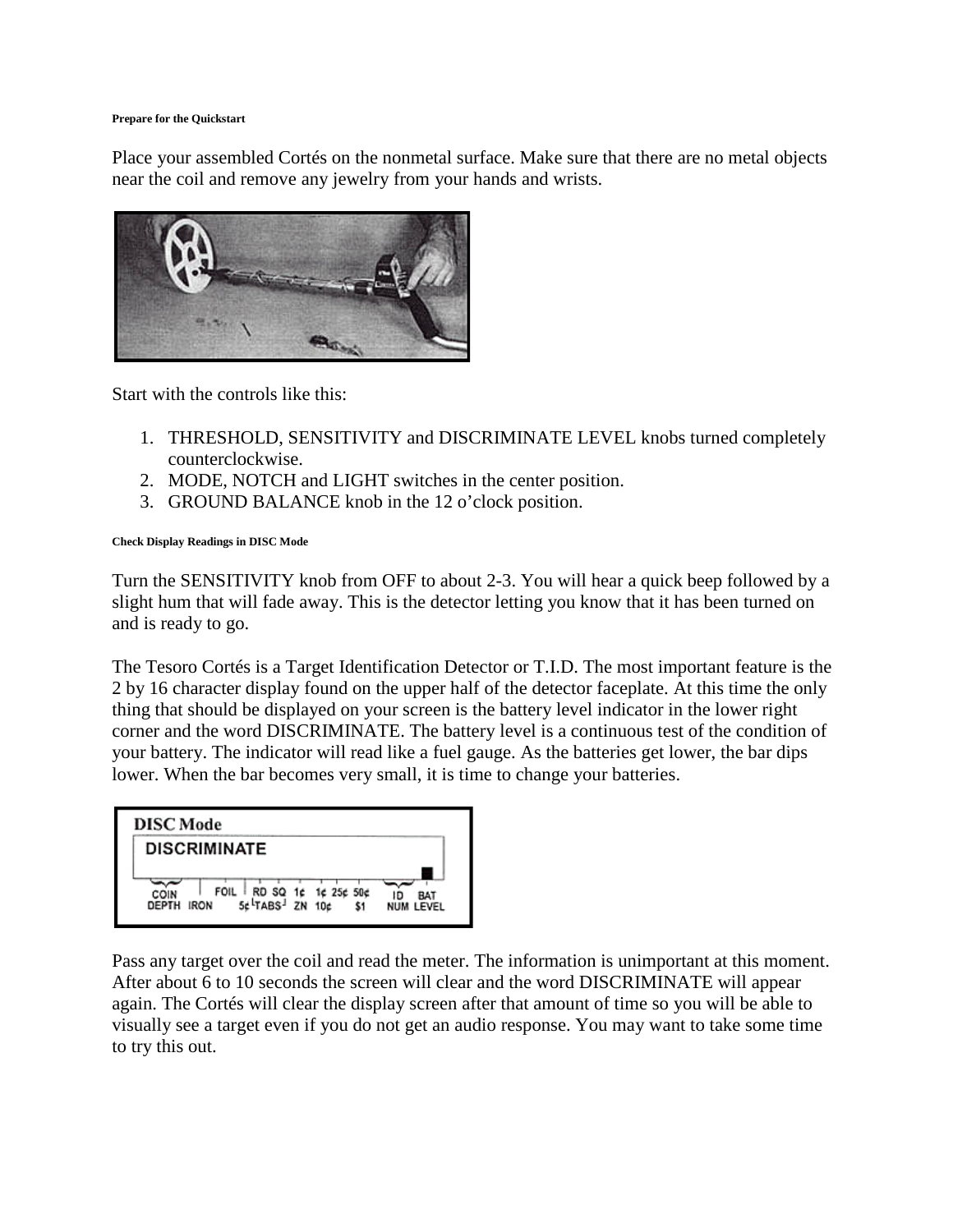#### Prepare for the Quickstart

Place your assembled Cortés on the nonmetal surface. Make sure that there are no metal objects near the coil and remove any jewelry from your hands and wrists.

Start with the controls like this:

1. THRESHOLD, SENSITIVITY and DISCRIMINATE LEVEL knobs turned completely counterclockwise.
2. MODE, NOTCH and LIGHT switches in the center position.
3. GROUND BALANCE knob in the 12 o'clock position.

#### Check Display Readings in DISC Mode

Turn the SENSITIVITY knob from OFF to about 2-3. You will hear a quick beep followed by a slight hum that will fade away. This is the detector letting you know that it has been turned on and is ready to go.

The Tesoro Cortés is a Target Identification Detector or T.I.D. The most important feature is the 2 by 16 character display found on the upper half of the detector faceplate. At this time the only thing that should be displayed on your screen is the battery level indicator in the lower right corner and the word DISCRIMINATE. The battery level is a continuous test of the condition of your battery. The indicator will read like a fuel gauge. As the batteries get lower, the bar dips lower. When the bar becomes very small, it is time to change your batteries.

DISC Mode

DISCRIMINATE

COIN DEPTH IRON FOIL 5¢ RD SQ TABS 1¢ ZN 1¢ 10¢ 25¢ 50¢ $1 ID NUM BAT LEVEL

Pass any target over the coil and read the meter. The information is unimportant at this moment. After about 6 to 10 seconds the screen will clear and the word DISCRIMINATE will appear again. The Cortés will clear the display screen after that amount of time so you will be able to visually see a target even if you do not get an audio response. You may want to take some time to try this out.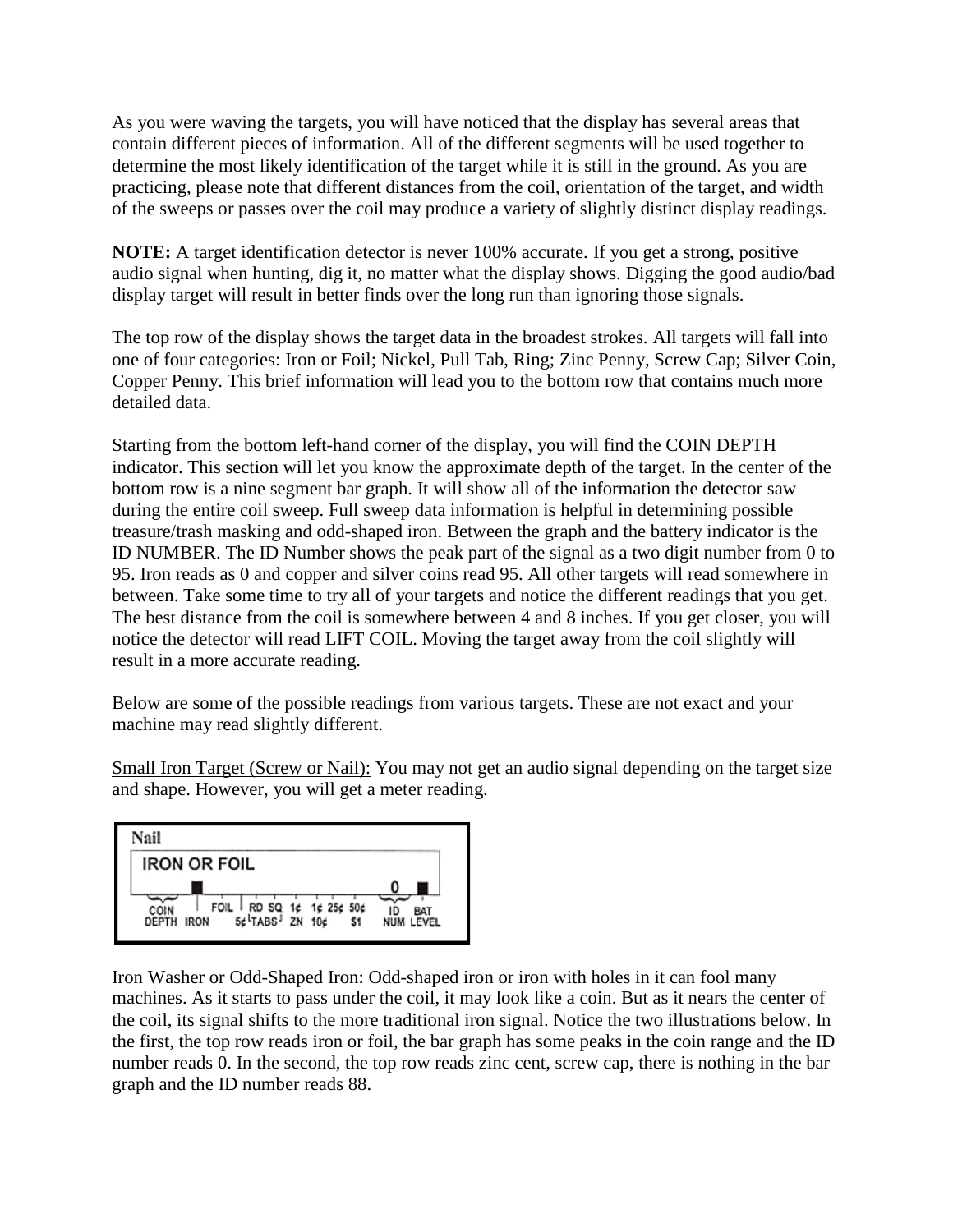As you were waving the targets, you will have noticed that the display has several areas that contain different pieces of information. All of the different segments will be used together to determine the most likely identification of the target while it is still in the ground. As you are practicing, please note that different distances from the coil, orientation of the target, and width of the sweeps or passes over the coil may produce a variety of slightly distinct display readings.

**NOTE:** A target identification detector is never 100% accurate. If you get a strong, positive audio signal when hunting, dig it, no matter what the display shows. Digging the good audio/bad display target will result in better finds over the long run than ignoring those signals.

The top row of the display shows the target data in the broadest strokes. All targets will fall into one of four categories: Iron or Foil; Nickel, Pull Tab, Ring; Zinc Penny, Screw Cap; Silver Coin, Copper Penny. This brief information will lead you to the bottom row that contains much more detailed data.

Starting from the bottom left-hand corner of the display, you will find the COIN DEPTH indicator. This section will let you know the approximate depth of the target. In the center of the bottom row is a nine segment bar graph. It will show all of the information the detector saw during the entire coil sweep. Full sweep data information is helpful in determining possible treasure/trash masking and odd-shaped iron. Between the graph and the battery indicator is the ID NUMBER. The ID Number shows the peak part of the signal as a two digit number from 0 to 95. Iron reads as 0 and copper and silver coins read 95. All other targets will read somewhere in between. Take some time to try all of your targets and notice the different readings that you get. The best distance from the coil is somewhere between 4 and 8 inches. If you get closer, you will notice the detector will read LIFT COIL. Moving the target away from the coil slightly will result in a more accurate reading.

Below are some of the possible readings from various targets. These are not exact and your machine may read slightly different.

Small Iron Target (Screw or Nail): You may not get an audio signal depending on the target size and shape. However, you will get a meter reading.

Nail

IRON OR FOIL

0

COIN DEPTH IRON FOIL 5¢ RD SQ TABS 1¢ ZN 1¢ 10¢ 25¢ 50¢ $1 ID NUM BAT LEVEL

Iron Washer or Odd-Shaped Iron: Odd-shaped iron or iron with holes in it can fool many machines. As it starts to pass under the coil, it may look like a coin. But as it nears the center of the coil, its signal shifts to the more traditional iron signal. Notice the two illustrations below. In the first, the top row reads iron or foil, the bar graph has some peaks in the coin range and the ID number reads 0. In the second, the top row reads zinc cent, screw cap, there is nothing in the bar graph and the ID number reads 88.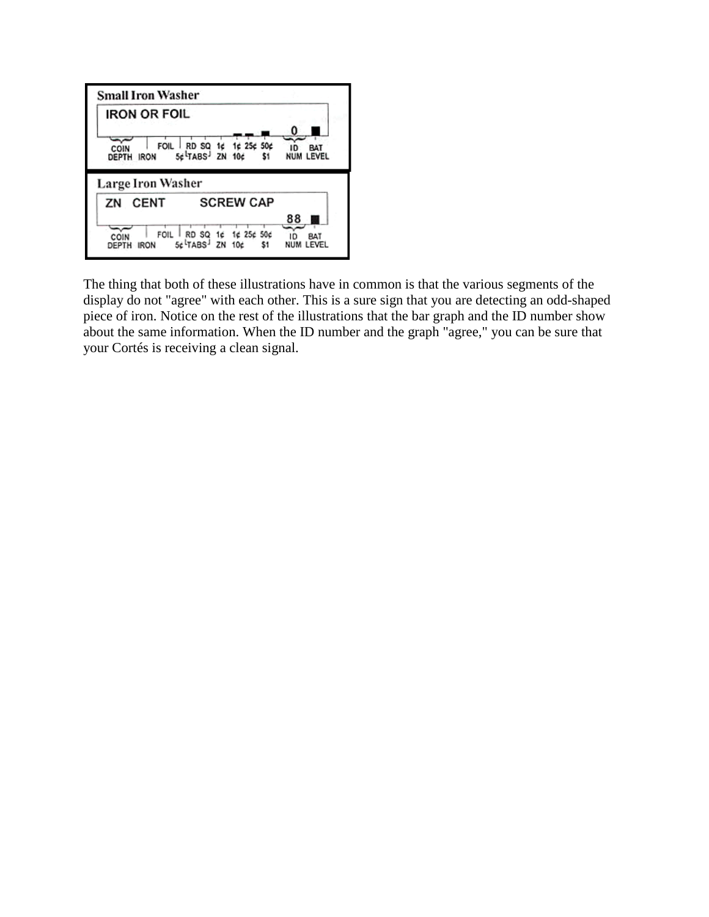**Small Iron Washer**

IRON OR FOIL

0

COIN DEPTH | IRON | FOIL | 5¢ | RD SQ TABS | 1¢ ZN | 1¢ 10¢ | 25¢ | 50¢ $1 | ID NUM | BAT LEVEL

**Large Iron Washer**

ZN CENT SCREW CAP

88

COIN DEPTH | IRON | FOIL | 5¢ | RD SQ TABS | 1¢ ZN | 1¢ 10¢ | 25¢ | 50¢ $1 | ID NUM | BAT LEVEL

The thing that both of these illustrations have in common is that the various segments of the display do not "agree" with each other. This is a sure sign that you are detecting an odd-shaped piece of iron. Notice on the rest of the illustrations that the bar graph and the ID number show about the same information. When the ID number and the graph "agree," you can be sure that your Cortés is receiving a clean signal.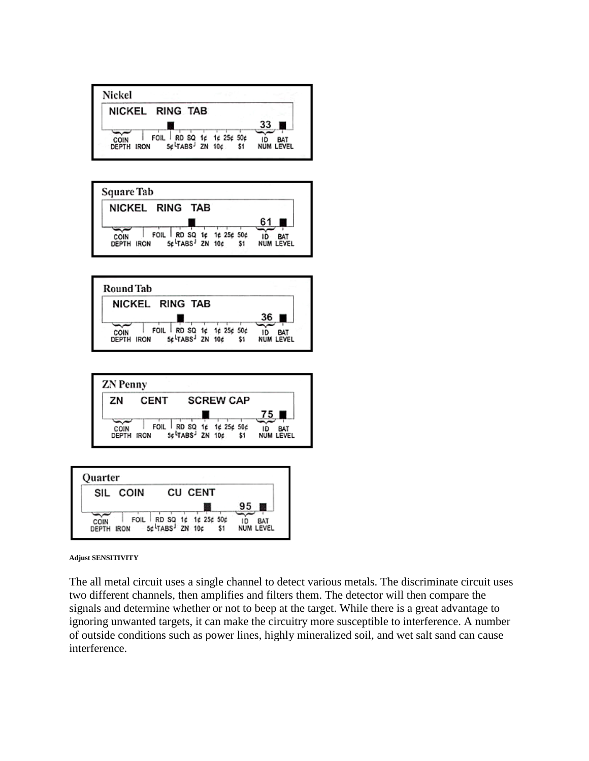**Nickel**

NICKEL RING TAB

33

COIN DEPTH IRON FOIL RD SQ 5¢ TABS 1¢ ZN 1¢ 10¢ 25¢ 50¢ $1 ID NUM BAT LEVEL

**Square Tab**

NICKEL RING TAB

61

COIN DEPTH IRON FOIL RD SQ 5¢ TABS 1¢ ZN 1¢ 10¢ 25¢ 50¢ $1 ID NUM BAT LEVEL

**Round Tab**

NICKEL RING TAB

36

COIN DEPTH IRON FOIL RD SQ 5¢ TABS 1¢ ZN 1¢ 10¢ 25¢ 50¢ $1 ID NUM BAT LEVEL

**ZN Penny**

ZN CENT SCREW CAP

75

COIN DEPTH IRON FOIL RD SQ 5¢ TABS 1¢ ZN 1¢ 10¢ 25¢ 50¢ $1 ID NUM BAT LEVEL

**Quarter**

SIL COIN CU CENT

95

COIN DEPTH IRON FOIL RD SQ 5¢ TABS 1¢ ZN 1¢ 10¢ 25¢ 50¢ $1 ID NUM BAT LEVEL

**Adjust SENSITIVITY**

The all metal circuit uses a single channel to detect various metals. The discriminate circuit uses two different channels, then amplifies and filters them. The detector will then compare the signals and determine whether or not to beep at the target. While there is a great advantage to ignoring unwanted targets, it can make the circuitry more susceptible to interference. A number of outside conditions such as power lines, highly mineralized soil, and wet salt sand can cause interference.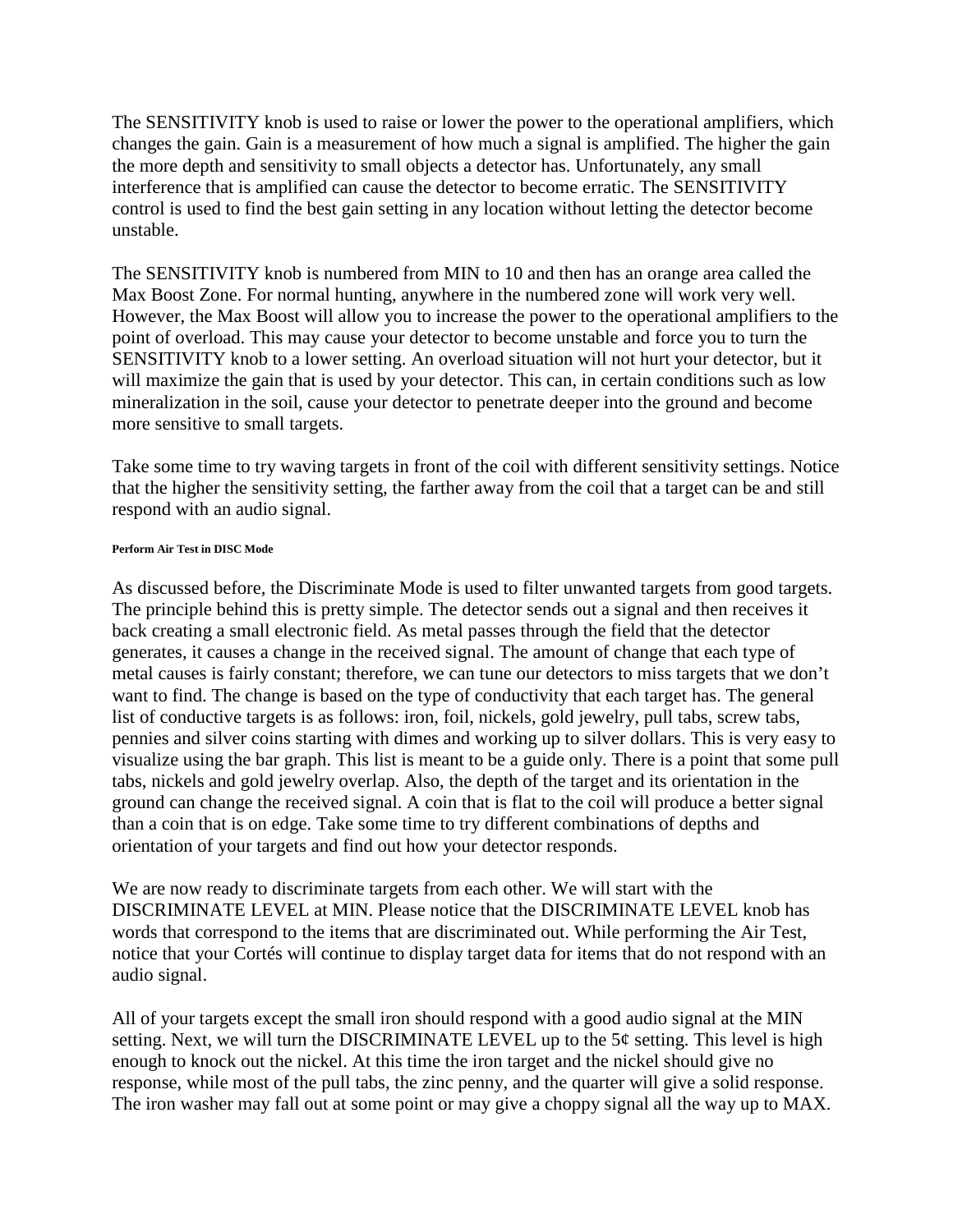The SENSITIVITY knob is used to raise or lower the power to the operational amplifiers, which changes the gain. Gain is a measurement of how much a signal is amplified. The higher the gain the more depth and sensitivity to small objects a detector has. Unfortunately, any small interference that is amplified can cause the detector to become erratic. The SENSITIVITY control is used to find the best gain setting in any location without letting the detector become unstable.

The SENSITIVITY knob is numbered from MIN to 10 and then has an orange area called the Max Boost Zone. For normal hunting, anywhere in the numbered zone will work very well. However, the Max Boost will allow you to increase the power to the operational amplifiers to the point of overload. This may cause your detector to become unstable and force you to turn the SENSITIVITY knob to a lower setting. An overload situation will not hurt your detector, but it will maximize the gain that is used by your detector. This can, in certain conditions such as low mineralization in the soil, cause your detector to penetrate deeper into the ground and become more sensitive to small targets.

Take some time to try waving targets in front of the coil with different sensitivity settings. Notice that the higher the sensitivity setting, the farther away from the coil that a target can be and still respond with an audio signal.

#### Perform Air Test in DISC Mode

As discussed before, the Discriminate Mode is used to filter unwanted targets from good targets. The principle behind this is pretty simple. The detector sends out a signal and then receives it back creating a small electronic field. As metal passes through the field that the detector generates, it causes a change in the received signal. The amount of change that each type of metal causes is fairly constant; therefore, we can tune our detectors to miss targets that we don't want to find. The change is based on the type of conductivity that each target has. The general list of conductive targets is as follows: iron, foil, nickels, gold jewelry, pull tabs, screw tabs, pennies and silver coins starting with dimes and working up to silver dollars. This is very easy to visualize using the bar graph. This list is meant to be a guide only. There is a point that some pull tabs, nickels and gold jewelry overlap. Also, the depth of the target and its orientation in the ground can change the received signal. A coin that is flat to the coil will produce a better signal than a coin that is on edge. Take some time to try different combinations of depths and orientation of your targets and find out how your detector responds.

We are now ready to discriminate targets from each other. We will start with the DISCRIMINATE LEVEL at MIN. Please notice that the DISCRIMINATE LEVEL knob has words that correspond to the items that are discriminated out. While performing the Air Test, notice that your Cortés will continue to display target data for items that do not respond with an audio signal.

All of your targets except the small iron should respond with a good audio signal at the MIN setting. Next, we will turn the DISCRIMINATE LEVEL up to the 5¢ setting. This level is high enough to knock out the nickel. At this time the iron target and the nickel should give no response, while most of the pull tabs, the zinc penny, and the quarter will give a solid response. The iron washer may fall out at some point or may give a choppy signal all the way up to MAX.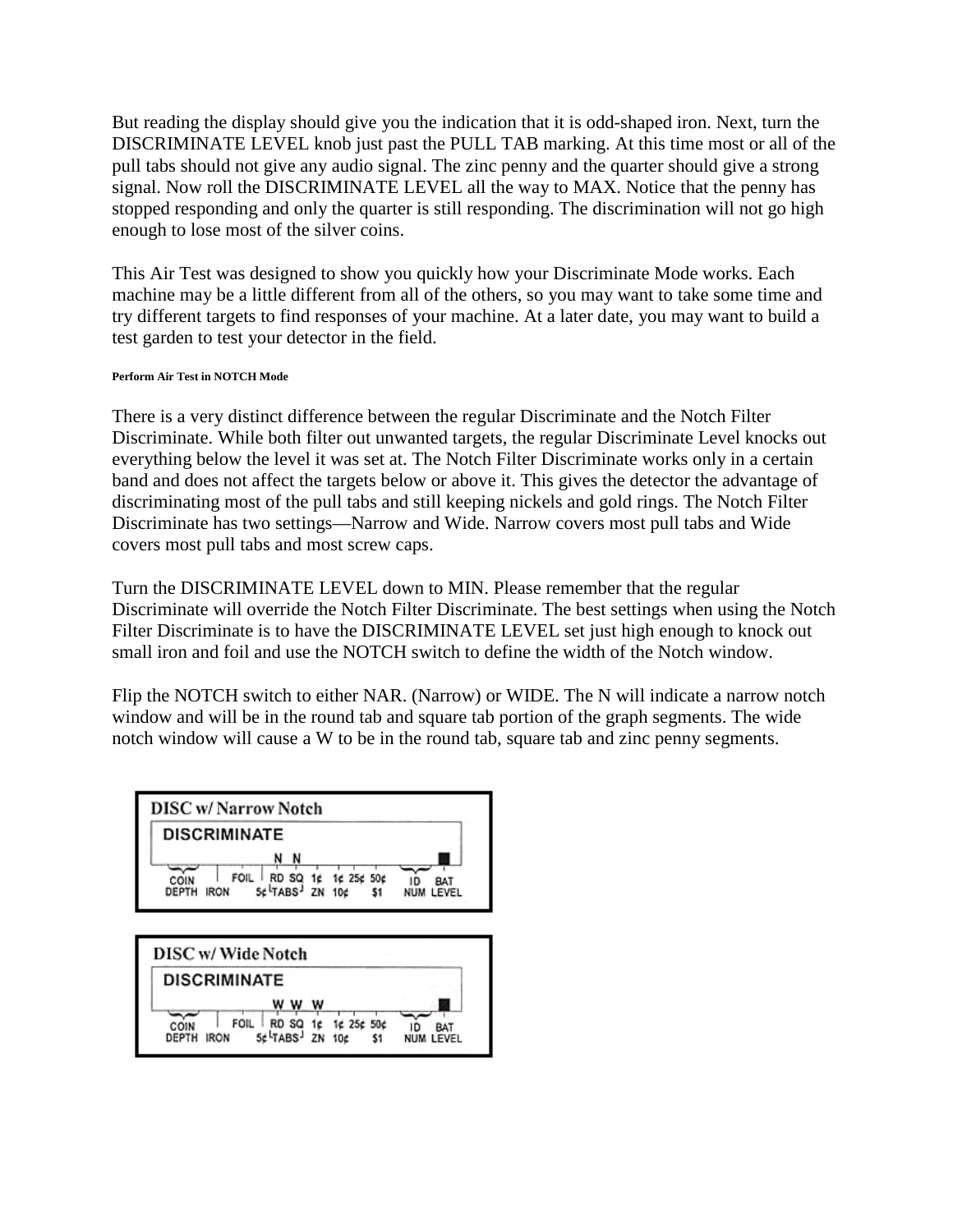But reading the display should give you the indication that it is odd-shaped iron. Next, turn the DISCRIMINATE LEVEL knob just past the PULL TAB marking. At this time most or all of the pull tabs should not give any audio signal. The zinc penny and the quarter should give a strong signal. Now roll the DISCRIMINATE LEVEL all the way to MAX. Notice that the penny has stopped responding and only the quarter is still responding. The discrimination will not go high enough to lose most of the silver coins.

This Air Test was designed to show you quickly how your Discriminate Mode works. Each machine may be a little different from all of the others, so you may want to take some time and try different targets to find responses of your machine. At a later date, you may want to build a test garden to test your detector in the field.

###### Perform Air Test in NOTCH Mode

There is a very distinct difference between the regular Discriminate and the Notch Filter Discriminate. While both filter out unwanted targets, the regular Discriminate Level knocks out everything below the level it was set at. The Notch Filter Discriminate works only in a certain band and does not affect the targets below or above it. This gives the detector the advantage of discriminating most of the pull tabs and still keeping nickels and gold rings. The Notch Filter Discriminate has two settings—Narrow and Wide. Narrow covers most pull tabs and Wide covers most pull tabs and most screw caps.

Turn the DISCRIMINATE LEVEL down to MIN. Please remember that the regular Discriminate will override the Notch Filter Discriminate. The best settings when using the Notch Filter Discriminate is to have the DISCRIMINATE LEVEL set just high enough to knock out small iron and foil and use the NOTCH switch to define the width of the Notch window.

Flip the NOTCH switch to either NAR. (Narrow) or WIDE. The N will indicate a narrow notch window and will be in the round tab and square tab portion of the graph segments. The wide notch window will cause a W to be in the round tab, square tab and zinc penny segments.

**DISC w/ Narrow Notch**

DISCRIMINATE

N N

COIN DEPTH | IRON | FOIL | RD SQ 5¢ TABS | 1¢ ZN | 1¢ 10¢ | 25¢ | 50¢ $1 | ID NUM | BAT LEVEL

**DISC w/ Wide Notch**

DISCRIMINATE

W W W

COIN DEPTH | IRON | FOIL | RD SQ 5¢ TABS | 1¢ ZN | 1¢ 10¢ | 25¢ | 50¢ $1 | ID NUM | BAT LEVEL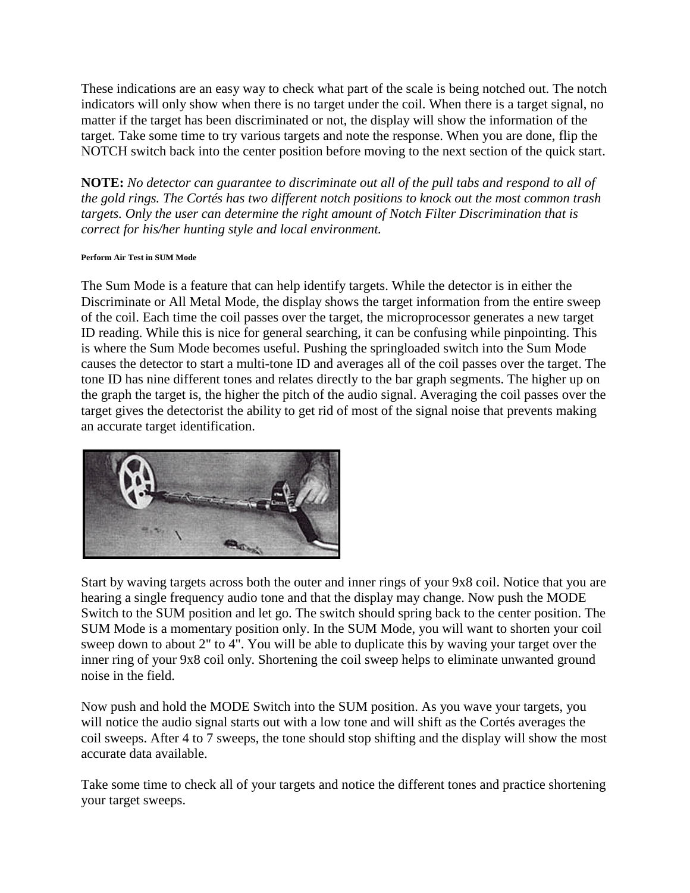These indications are an easy way to check what part of the scale is being notched out. The notch indicators will only show when there is no target under the coil. When there is a target signal, no matter if the target has been discriminated or not, the display will show the information of the target. Take some time to try various targets and note the response. When you are done, flip the NOTCH switch back into the center position before moving to the next section of the quick start.

**NOTE:** *No detector can guarantee to discriminate out all of the pull tabs and respond to all of the gold rings. The Cortés has two different notch positions to knock out the most common trash targets. Only the user can determine the right amount of Notch Filter Discrimination that is correct for his/her hunting style and local environment.*

###### Perform Air Test in SUM Mode

The Sum Mode is a feature that can help identify targets. While the detector is in either the Discriminate or All Metal Mode, the display shows the target information from the entire sweep of the coil. Each time the coil passes over the target, the microprocessor generates a new target ID reading. While this is nice for general searching, it can be confusing while pinpointing. This is where the Sum Mode becomes useful. Pushing the springloaded switch into the Sum Mode causes the detector to start a multi-tone ID and averages all of the coil passes over the target. The tone ID has nine different tones and relates directly to the bar graph segments. The higher up on the graph the target is, the higher the pitch of the audio signal. Averaging the coil passes over the target gives the detectorist the ability to get rid of most of the signal noise that prevents making an accurate target identification.

Start by waving targets across both the outer and inner rings of your 9x8 coil. Notice that you are hearing a single frequency audio tone and that the display may change. Now push the MODE Switch to the SUM position and let go. The switch should spring back to the center position. The SUM Mode is a momentary position only. In the SUM Mode, you will want to shorten your coil sweep down to about 2" to 4". You will be able to duplicate this by waving your target over the inner ring of your 9x8 coil only. Shortening the coil sweep helps to eliminate unwanted ground noise in the field.

Now push and hold the MODE Switch into the SUM position. As you wave your targets, you will notice the audio signal starts out with a low tone and will shift as the Cortés averages the coil sweeps. After 4 to 7 sweeps, the tone should stop shifting and the display will show the most accurate data available.

Take some time to check all of your targets and notice the different tones and practice shortening your target sweeps.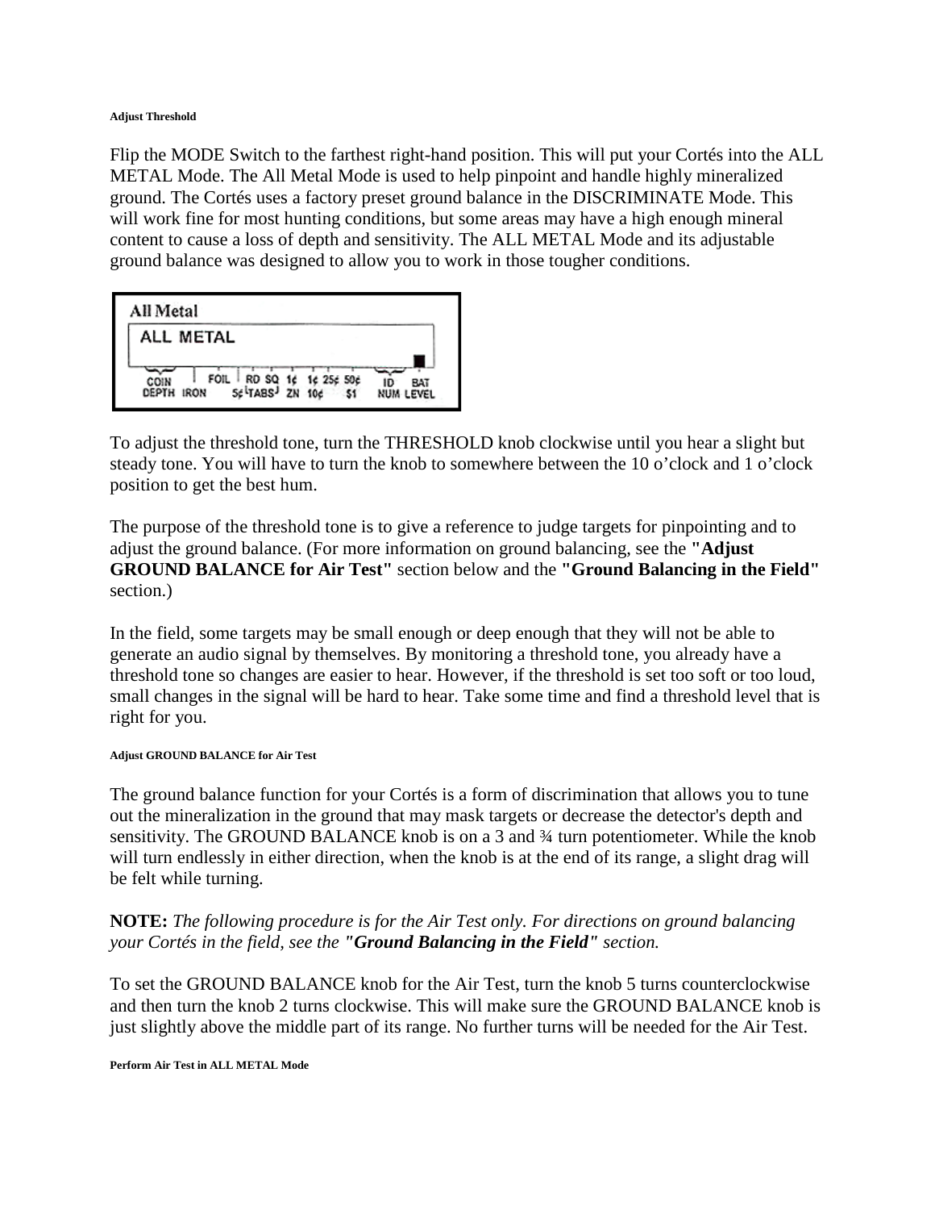#### Adjust Threshold

Flip the MODE Switch to the farthest right-hand position. This will put your Cortés into the ALL METAL Mode. The All Metal Mode is used to help pinpoint and handle highly mineralized ground. The Cortés uses a factory preset ground balance in the DISCRIMINATE Mode. This will work fine for most hunting conditions, but some areas may have a high enough mineral content to cause a loss of depth and sensitivity. The ALL METAL Mode and its adjustable ground balance was designed to allow you to work in those tougher conditions.

To adjust the threshold tone, turn the THRESHOLD knob clockwise until you hear a slight but steady tone. You will have to turn the knob to somewhere between the 10 o'clock and 1 o'clock position to get the best hum.

The purpose of the threshold tone is to give a reference to judge targets for pinpointing and to adjust the ground balance. (For more information on ground balancing, see the **"Adjust GROUND BALANCE for Air Test"** section below and the **"Ground Balancing in the Field"** section.)

In the field, some targets may be small enough or deep enough that they will not be able to generate an audio signal by themselves. By monitoring a threshold tone, you already have a threshold tone so changes are easier to hear. However, if the threshold is set too soft or too loud, small changes in the signal will be hard to hear. Take some time and find a threshold level that is right for you.

#### Adjust GROUND BALANCE for Air Test

The ground balance function for your Cortés is a form of discrimination that allows you to tune out the mineralization in the ground that may mask targets or decrease the detector's depth and sensitivity. The GROUND BALANCE knob is on a 3 and ¾ turn potentiometer. While the knob will turn endlessly in either direction, when the knob is at the end of its range, a slight drag will be felt while turning.

**NOTE:** *The following procedure is for the Air Test only. For directions on ground balancing your Cortés in the field, see the **"Ground Balancing in the Field"** section.*

To set the GROUND BALANCE knob for the Air Test, turn the knob 5 turns counterclockwise and then turn the knob 2 turns clockwise. This will make sure the GROUND BALANCE knob is just slightly above the middle part of its range. No further turns will be needed for the Air Test.

#### Perform Air Test in ALL METAL Mode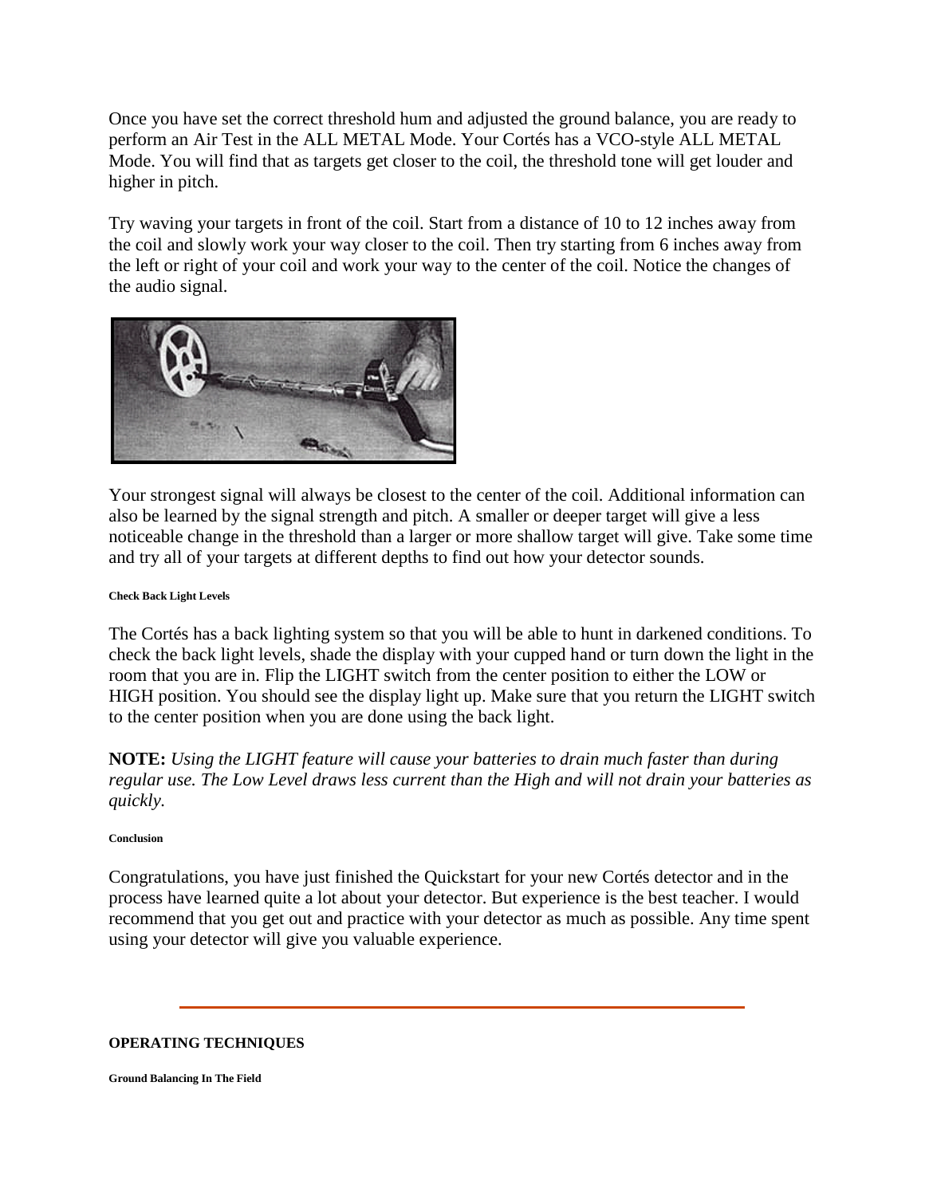Once you have set the correct threshold hum and adjusted the ground balance, you are ready to perform an Air Test in the ALL METAL Mode. Your Cortés has a VCO-style ALL METAL Mode. You will find that as targets get closer to the coil, the threshold tone will get louder and higher in pitch.

Try waving your targets in front of the coil. Start from a distance of 10 to 12 inches away from the coil and slowly work your way closer to the coil. Then try starting from 6 inches away from the left or right of your coil and work your way to the center of the coil. Notice the changes of the audio signal.

Your strongest signal will always be closest to the center of the coil. Additional information can also be learned by the signal strength and pitch. A smaller or deeper target will give a less noticeable change in the threshold than a larger or more shallow target will give. Take some time and try all of your targets at different depths to find out how your detector sounds.

##### Check Back Light Levels

The Cortés has a back lighting system so that you will be able to hunt in darkened conditions. To check the back light levels, shade the display with your cupped hand or turn down the light in the room that you are in. Flip the LIGHT switch from the center position to either the LOW or HIGH position. You should see the display light up. Make sure that you return the LIGHT switch to the center position when you are done using the back light.

**NOTE:** *Using the LIGHT feature will cause your batteries to drain much faster than during regular use. The Low Level draws less current than the High and will not drain your batteries as quickly.*

##### Conclusion

Congratulations, you have just finished the Quickstart for your new Cortés detector and in the process have learned quite a lot about your detector. But experience is the best teacher. I would recommend that you get out and practice with your detector as much as possible. Any time spent using your detector will give you valuable experience.

---

#### OPERATING TECHNIQUES

##### Ground Balancing In The Field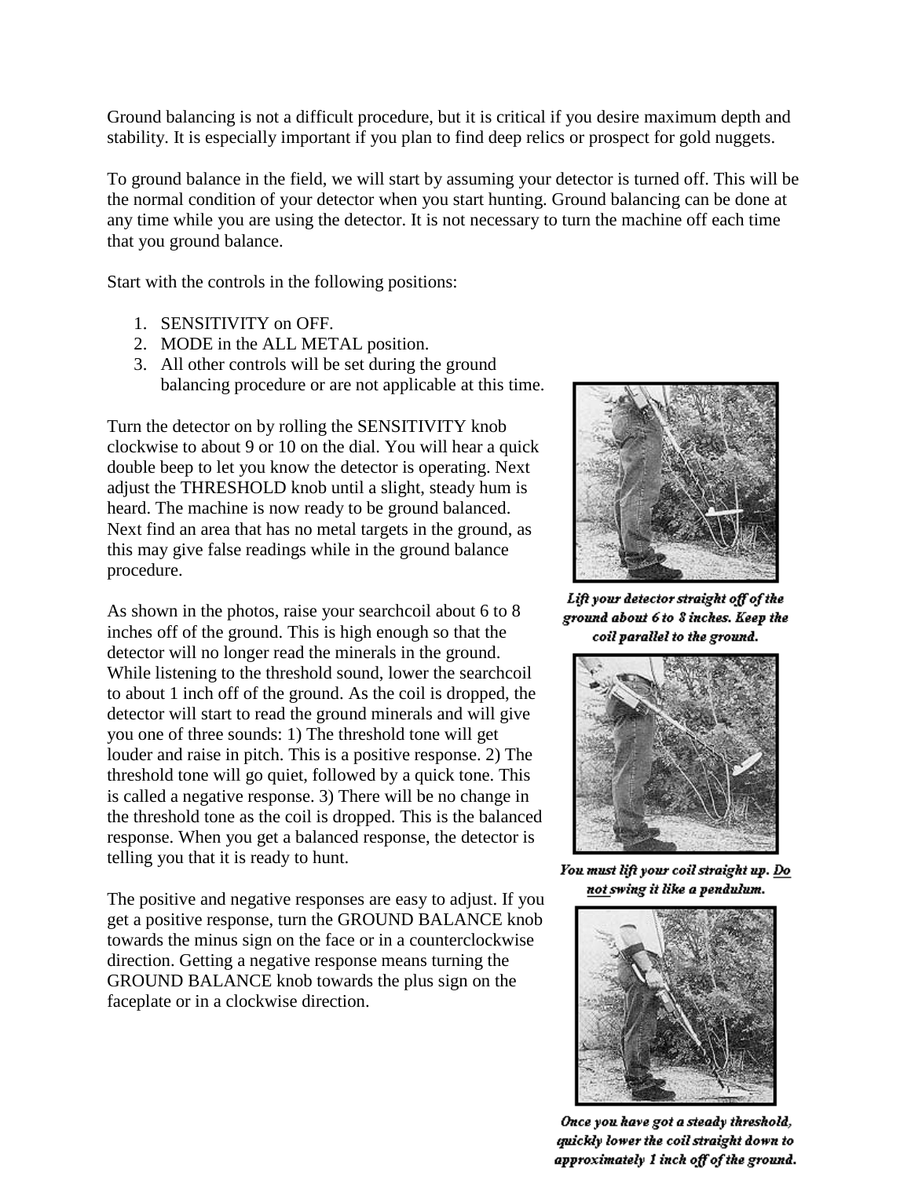Ground balancing is not a difficult procedure, but it is critical if you desire maximum depth and stability. It is especially important if you plan to find deep relics or prospect for gold nuggets.

To ground balance in the field, we will start by assuming your detector is turned off. This will be the normal condition of your detector when you start hunting. Ground balancing can be done at any time while you are using the detector. It is not necessary to turn the machine off each time that you ground balance.

Start with the controls in the following positions:

1. SENSITIVITY on OFF.
2. MODE in the ALL METAL position.
3. All other controls will be set during the ground balancing procedure or are not applicable at this time.

Turn the detector on by rolling the SENSITIVITY knob clockwise to about 9 or 10 on the dial. You will hear a quick double beep to let you know the detector is operating. Next adjust the THRESHOLD knob until a slight, steady hum is heard. The machine is now ready to be ground balanced. Next find an area that has no metal targets in the ground, as this may give false readings while in the ground balance procedure.

*Lift your detector straight off of the ground about 6 to 8 inches. Keep the coil parallel to the ground.*

As shown in the photos, raise your searchcoil about 6 to 8 inches off of the ground. This is high enough so that the detector will no longer read the minerals in the ground. While listening to the threshold sound, lower the searchcoil to about 1 inch off of the ground. As the coil is dropped, the detector will start to read the ground minerals and will give you one of three sounds: 1) The threshold tone will get louder and raise in pitch. This is a positive response. 2) The threshold tone will go quiet, followed by a quick tone. This is called a negative response. 3) There will be no change in the threshold tone as the coil is dropped. This is the balanced response. When you get a balanced response, the detector is telling you that it is ready to hunt.

*You must lift your coil straight up. Do not swing it like a pendulum.*

The positive and negative responses are easy to adjust. If you get a positive response, turn the GROUND BALANCE knob towards the minus sign on the face or in a counterclockwise direction. Getting a negative response means turning the GROUND BALANCE knob towards the plus sign on the faceplate or in a clockwise direction.

*Once you have got a steady threshold, quickly lower the coil straight down to approximately 1 inch off of the ground.*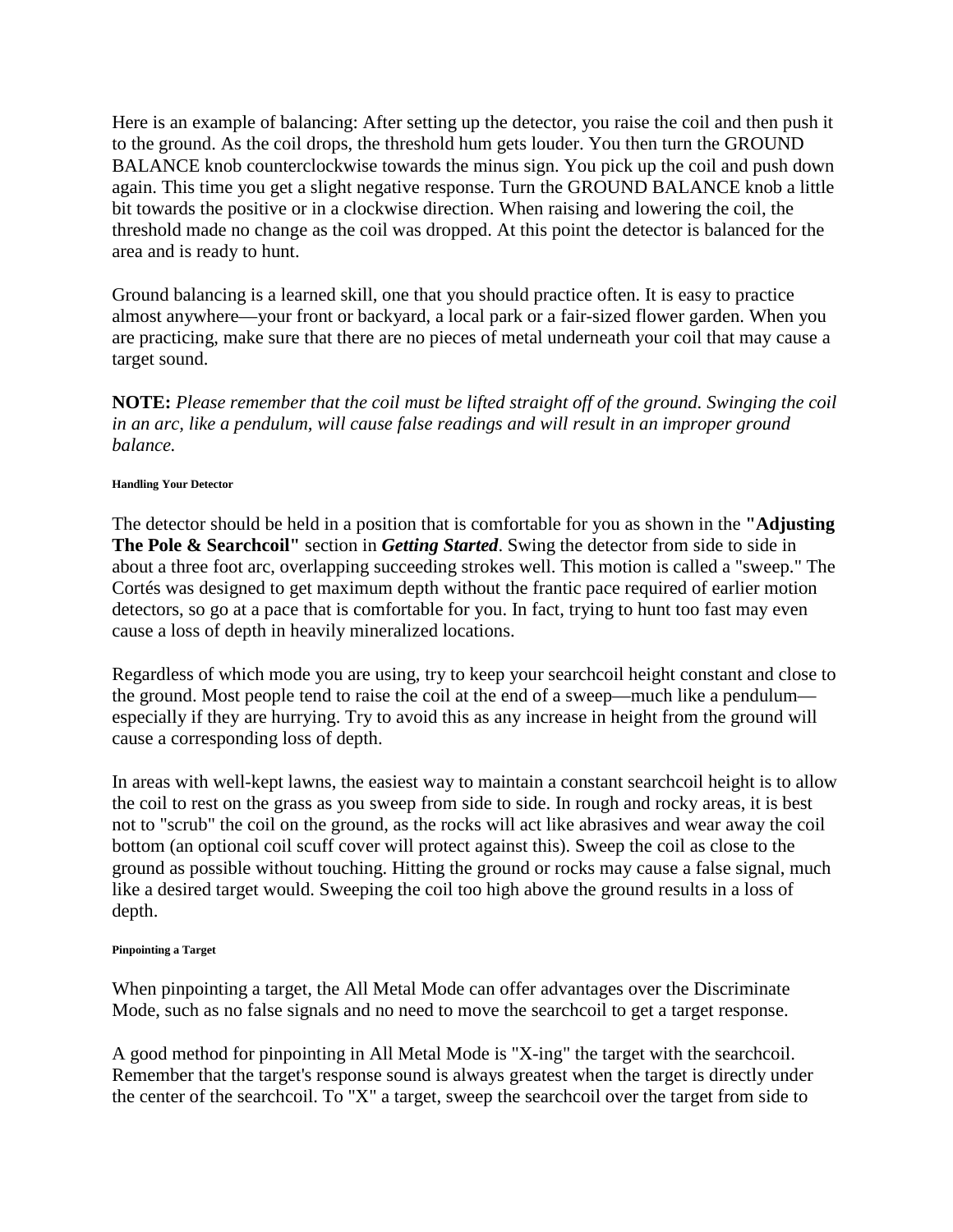Here is an example of balancing: After setting up the detector, you raise the coil and then push it to the ground. As the coil drops, the threshold hum gets louder. You then turn the GROUND BALANCE knob counterclockwise towards the minus sign. You pick up the coil and push down again. This time you get a slight negative response. Turn the GROUND BALANCE knob a little bit towards the positive or in a clockwise direction. When raising and lowering the coil, the threshold made no change as the coil was dropped. At this point the detector is balanced for the area and is ready to hunt.

Ground balancing is a learned skill, one that you should practice often. It is easy to practice almost anywhere—your front or backyard, a local park or a fair-sized flower garden. When you are practicing, make sure that there are no pieces of metal underneath your coil that may cause a target sound.

**NOTE:** *Please remember that the coil must be lifted straight off of the ground. Swinging the coil in an arc, like a pendulum, will cause false readings and will result in an improper ground balance.*

###### Handling Your Detector

The detector should be held in a position that is comfortable for you as shown in the **"Adjusting The Pole & Searchcoil"** section in ***Getting Started***. Swing the detector from side to side in about a three foot arc, overlapping succeeding strokes well. This motion is called a "sweep." The Cortés was designed to get maximum depth without the frantic pace required of earlier motion detectors, so go at a pace that is comfortable for you. In fact, trying to hunt too fast may even cause a loss of depth in heavily mineralized locations.

Regardless of which mode you are using, try to keep your searchcoil height constant and close to the ground. Most people tend to raise the coil at the end of a sweep—much like a pendulum—especially if they are hurrying. Try to avoid this as any increase in height from the ground will cause a corresponding loss of depth.

In areas with well-kept lawns, the easiest way to maintain a constant searchcoil height is to allow the coil to rest on the grass as you sweep from side to side. In rough and rocky areas, it is best not to "scrub" the coil on the ground, as the rocks will act like abrasives and wear away the coil bottom (an optional coil scuff cover will protect against this). Sweep the coil as close to the ground as possible without touching. Hitting the ground or rocks may cause a false signal, much like a desired target would. Sweeping the coil too high above the ground results in a loss of depth.

###### Pinpointing a Target

When pinpointing a target, the All Metal Mode can offer advantages over the Discriminate Mode, such as no false signals and no need to move the searchcoil to get a target response.

A good method for pinpointing in All Metal Mode is "X-ing" the target with the searchcoil. Remember that the target's response sound is always greatest when the target is directly under the center of the searchcoil. To "X" a target, sweep the searchcoil over the target from side to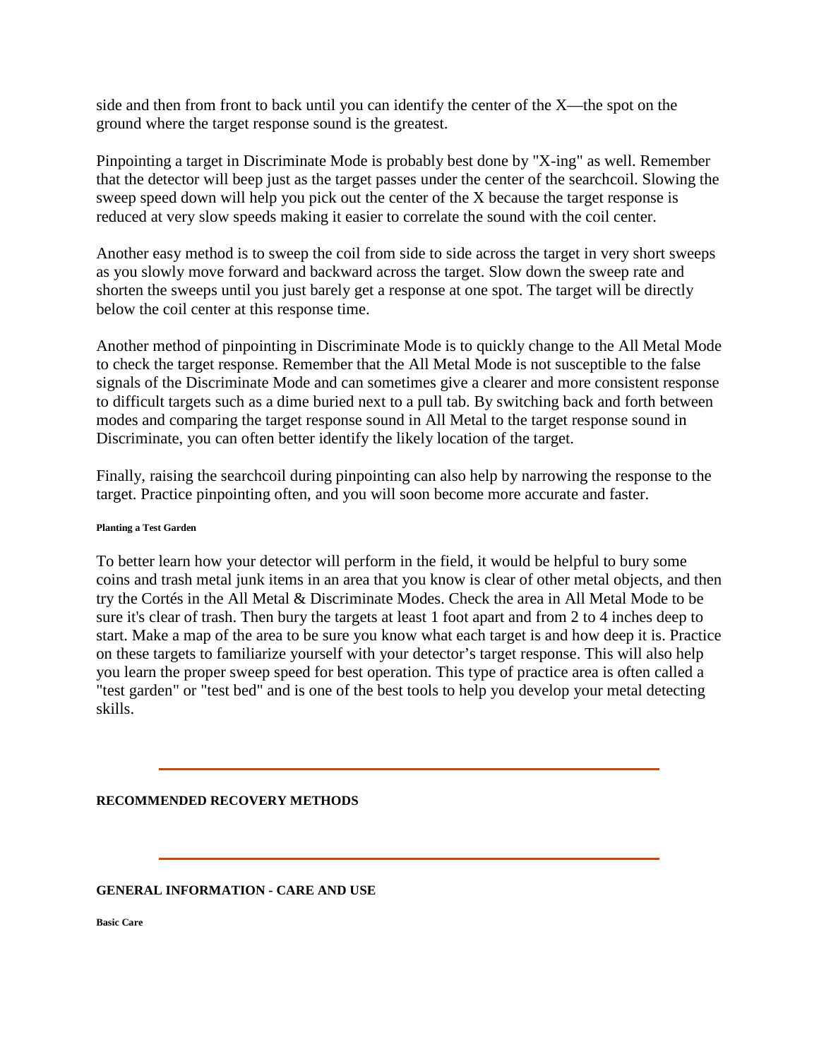side and then from front to back until you can identify the center of the X—the spot on the ground where the target response sound is the greatest.

Pinpointing a target in Discriminate Mode is probably best done by "X-ing" as well. Remember that the detector will beep just as the target passes under the center of the searchcoil. Slowing the sweep speed down will help you pick out the center of the X because the target response is reduced at very slow speeds making it easier to correlate the sound with the coil center.

Another easy method is to sweep the coil from side to side across the target in very short sweeps as you slowly move forward and backward across the target. Slow down the sweep rate and shorten the sweeps until you just barely get a response at one spot. The target will be directly below the coil center at this response time.

Another method of pinpointing in Discriminate Mode is to quickly change to the All Metal Mode to check the target response. Remember that the All Metal Mode is not susceptible to the false signals of the Discriminate Mode and can sometimes give a clearer and more consistent response to difficult targets such as a dime buried next to a pull tab. By switching back and forth between modes and comparing the target response sound in All Metal to the target response sound in Discriminate, you can often better identify the likely location of the target.

Finally, raising the searchcoil during pinpointing can also help by narrowing the response to the target. Practice pinpointing often, and you will soon become more accurate and faster.

#### Planting a Test Garden

To better learn how your detector will perform in the field, it would be helpful to bury some coins and trash metal junk items in an area that you know is clear of other metal objects, and then try the Cortés in the All Metal & Discriminate Modes. Check the area in All Metal Mode to be sure it's clear of trash. Then bury the targets at least 1 foot apart and from 2 to 4 inches deep to start. Make a map of the area to be sure you know what each target is and how deep it is. Practice on these targets to familiarize yourself with your detector's target response. This will also help you learn the proper sweep speed for best operation. This type of practice area is often called a "test garden" or "test bed" and is one of the best tools to help you develop your metal detecting skills.

---

### RECOMMENDED RECOVERY METHODS

---

### GENERAL INFORMATION - CARE AND USE

#### Basic Care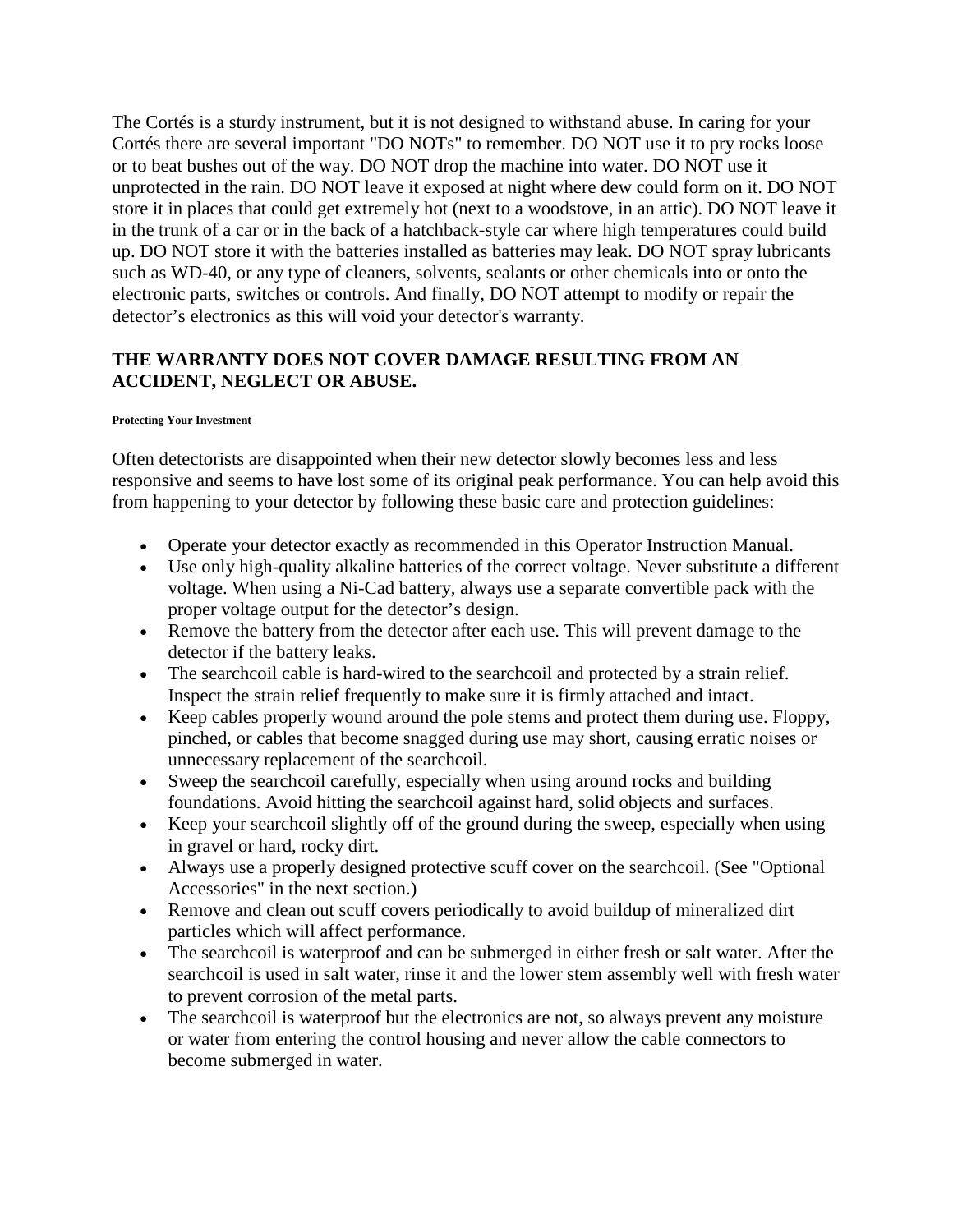The Cortés is a sturdy instrument, but it is not designed to withstand abuse. In caring for your Cortés there are several important "DO NOTs" to remember. DO NOT use it to pry rocks loose or to beat bushes out of the way. DO NOT drop the machine into water. DO NOT use it unprotected in the rain. DO NOT leave it exposed at night where dew could form on it. DO NOT store it in places that could get extremely hot (next to a woodstove, in an attic). DO NOT leave it in the trunk of a car or in the back of a hatchback-style car where high temperatures could build up. DO NOT store it with the batteries installed as batteries may leak. DO NOT spray lubricants such as WD-40, or any type of cleaners, solvents, sealants or other chemicals into or onto the electronic parts, switches or controls. And finally, DO NOT attempt to modify or repair the detector’s electronics as this will void your detector's warranty.

**THE WARRANTY DOES NOT COVER DAMAGE RESULTING FROM AN ACCIDENT, NEGLECT OR ABUSE.**

###### Protecting Your Investment

Often detectorists are disappointed when their new detector slowly becomes less and less responsive and seems to have lost some of its original peak performance. You can help avoid this from happening to your detector by following these basic care and protection guidelines:

- Operate your detector exactly as recommended in this Operator Instruction Manual.
- Use only high-quality alkaline batteries of the correct voltage. Never substitute a different voltage. When using a Ni-Cad battery, always use a separate convertible pack with the proper voltage output for the detector’s design.
- Remove the battery from the detector after each use. This will prevent damage to the detector if the battery leaks.
- The searchcoil cable is hard-wired to the searchcoil and protected by a strain relief. Inspect the strain relief frequently to make sure it is firmly attached and intact.
- Keep cables properly wound around the pole stems and protect them during use. Floppy, pinched, or cables that become snagged during use may short, causing erratic noises or unnecessary replacement of the searchcoil.
- Sweep the searchcoil carefully, especially when using around rocks and building foundations. Avoid hitting the searchcoil against hard, solid objects and surfaces.
- Keep your searchcoil slightly off of the ground during the sweep, especially when using in gravel or hard, rocky dirt.
- Always use a properly designed protective scuff cover on the searchcoil. (See "Optional Accessories" in the next section.)
- Remove and clean out scuff covers periodically to avoid buildup of mineralized dirt particles which will affect performance.
- The searchcoil is waterproof and can be submerged in either fresh or salt water. After the searchcoil is used in salt water, rinse it and the lower stem assembly well with fresh water to prevent corrosion of the metal parts.
- The searchcoil is waterproof but the electronics are not, so always prevent any moisture or water from entering the control housing and never allow the cable connectors to become submerged in water.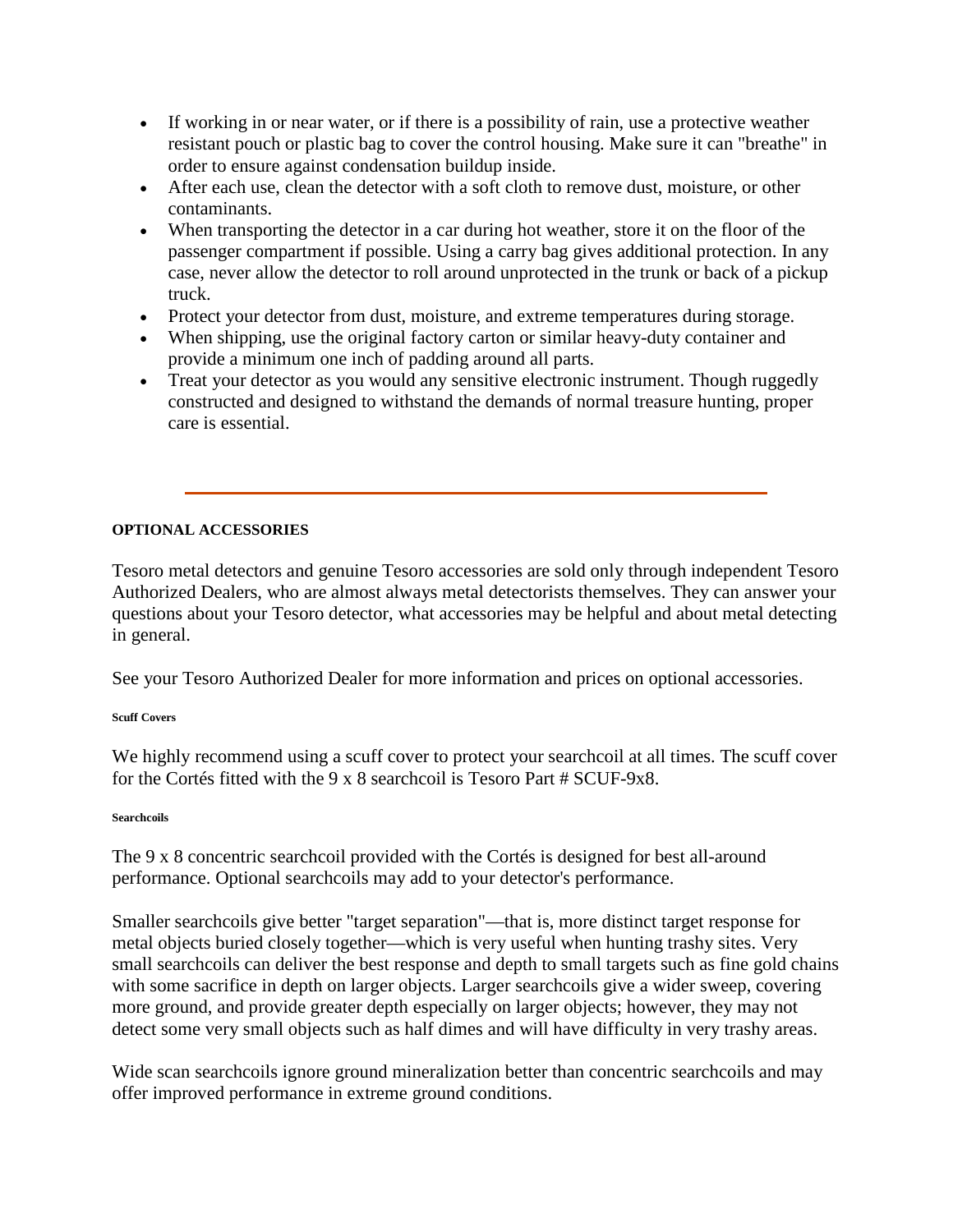- If working in or near water, or if there is a possibility of rain, use a protective weather resistant pouch or plastic bag to cover the control housing. Make sure it can "breathe" in order to ensure against condensation buildup inside.
- After each use, clean the detector with a soft cloth to remove dust, moisture, or other contaminants.
- When transporting the detector in a car during hot weather, store it on the floor of the passenger compartment if possible. Using a carry bag gives additional protection. In any case, never allow the detector to roll around unprotected in the trunk or back of a pickup truck.
- Protect your detector from dust, moisture, and extreme temperatures during storage.
- When shipping, use the original factory carton or similar heavy-duty container and provide a minimum one inch of padding around all parts.
- Treat your detector as you would any sensitive electronic instrument. Though ruggedly constructed and designed to withstand the demands of normal treasure hunting, proper care is essential.

---

#### OPTIONAL ACCESSORIES

Tesoro metal detectors and genuine Tesoro accessories are sold only through independent Tesoro Authorized Dealers, who are almost always metal detectorists themselves. They can answer your questions about your Tesoro detector, what accessories may be helpful and about metal detecting in general.

See your Tesoro Authorized Dealer for more information and prices on optional accessories.

###### Scuff Covers

We highly recommend using a scuff cover to protect your searchcoil at all times. The scuff cover for the Cortés fitted with the 9 x 8 searchcoil is Tesoro Part # SCUF-9x8.

###### Searchcoils

The 9 x 8 concentric searchcoil provided with the Cortés is designed for best all-around performance. Optional searchcoils may add to your detector's performance.

Smaller searchcoils give better "target separation"—that is, more distinct target response for metal objects buried closely together—which is very useful when hunting trashy sites. Very small searchcoils can deliver the best response and depth to small targets such as fine gold chains with some sacrifice in depth on larger objects. Larger searchcoils give a wider sweep, covering more ground, and provide greater depth especially on larger objects; however, they may not detect some very small objects such as half dimes and will have difficulty in very trashy areas.

Wide scan searchcoils ignore ground mineralization better than concentric searchcoils and may offer improved performance in extreme ground conditions.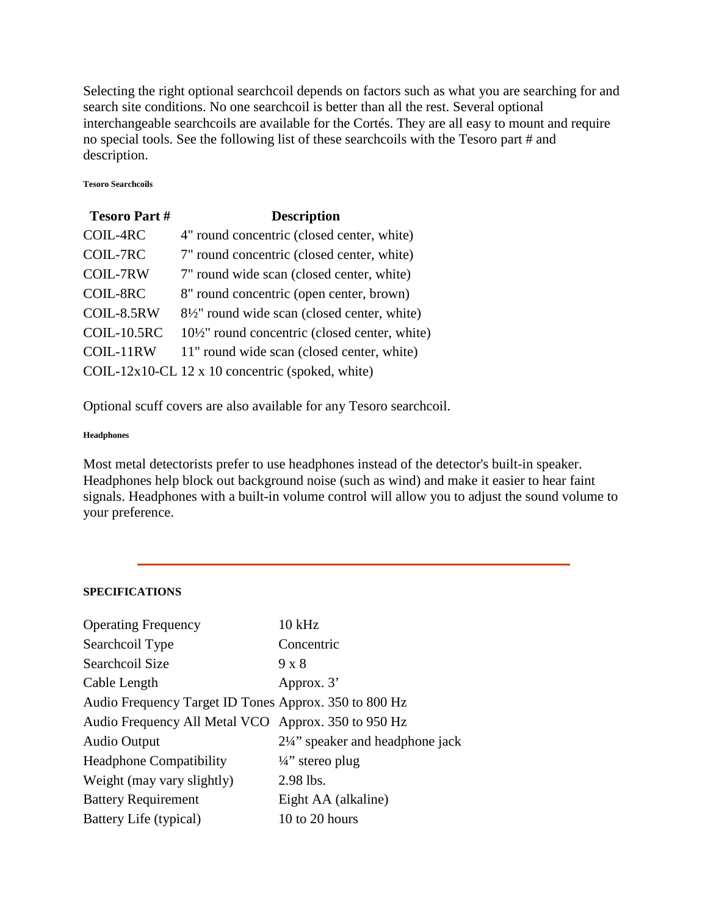Selecting the right optional searchcoil depends on factors such as what you are searching for and search site conditions. No one searchcoil is better than all the rest. Several optional interchangeable searchcoils are available for the Cortés. They are all easy to mount and require no special tools. See the following list of these searchcoils with the Tesoro part # and description.

#### Tesoro Searchcoils

| Tesoro Part # | Description |
|---|---|
| COIL-4RC | 4" round concentric (closed center, white) |
| COIL-7RC | 7" round concentric (closed center, white) |
| COIL-7RW | 7" round wide scan (closed center, white) |
| COIL-8RC | 8" round concentric (open center, brown) |
| COIL-8.5RW | 8½" round wide scan (closed center, white) |
| COIL-10.5RC | 10½" round concentric (closed center, white) |
| COIL-11RW | 11" round wide scan (closed center, white) |
| COIL-12x10-CL | 12 x 10 concentric (spoked, white) |

Optional scuff covers are also available for any Tesoro searchcoil.

#### Headphones

Most metal detectorists prefer to use headphones instead of the detector's built-in speaker. Headphones help block out background noise (such as wind) and make it easier to hear faint signals. Headphones with a built-in volume control will allow you to adjust the sound volume to your preference.

---

## SPECIFICATIONS

| | |
|---|---|
| Operating Frequency | 10 kHz |
| Searchcoil Type | Concentric |
| Searchcoil Size | 9 x 8 |
| Cable Length | Approx. 3’ |
| Audio Frequency Target ID Tones | Approx. 350 to 800 Hz |
| Audio Frequency All Metal VCO | Approx. 350 to 950 Hz |
| Audio Output | 2¼” speaker and headphone jack |
| Headphone Compatibility | ¼” stereo plug |
| Weight (may vary slightly) | 2.98 lbs. |
| Battery Requirement | Eight AA (alkaline) |
| Battery Life (typical) | 10 to 20 hours |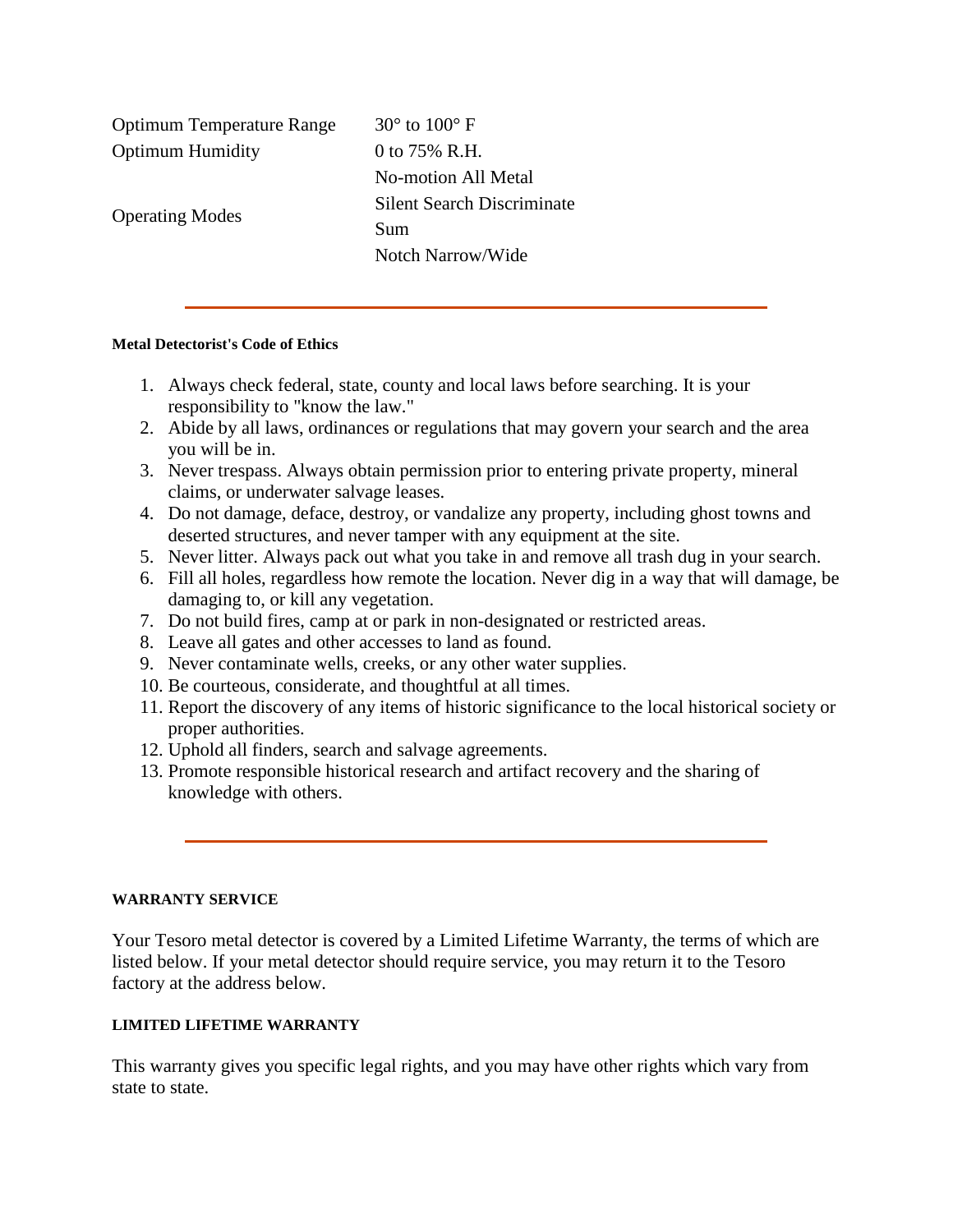| | |
|---|---|
| Optimum Temperature Range | 30° to 100° F |
| Optimum Humidity | 0 to 75% R.H. |
| Operating Modes | No-motion All Metal<br>Silent Search Discriminate<br>Sum<br>Notch Narrow/Wide |

---

#### Metal Detectorist's Code of Ethics

1. Always check federal, state, county and local laws before searching. It is your responsibility to "know the law."
2. Abide by all laws, ordinances or regulations that may govern your search and the area you will be in.
3. Never trespass. Always obtain permission prior to entering private property, mineral claims, or underwater salvage leases.
4. Do not damage, deface, destroy, or vandalize any property, including ghost towns and deserted structures, and never tamper with any equipment at the site.
5. Never litter. Always pack out what you take in and remove all trash dug in your search.
6. Fill all holes, regardless how remote the location. Never dig in a way that will damage, be damaging to, or kill any vegetation.
7. Do not build fires, camp at or park in non-designated or restricted areas.
8. Leave all gates and other accesses to land as found.
9. Never contaminate wells, creeks, or any other water supplies.
10. Be courteous, considerate, and thoughtful at all times.
11. Report the discovery of any items of historic significance to the local historical society or proper authorities.
12. Uphold all finders, search and salvage agreements.
13. Promote responsible historical research and artifact recovery and the sharing of knowledge with others.

---

#### WARRANTY SERVICE

Your Tesoro metal detector is covered by a Limited Lifetime Warranty, the terms of which are listed below. If your metal detector should require service, you may return it to the Tesoro factory at the address below.

#### LIMITED LIFETIME WARRANTY

This warranty gives you specific legal rights, and you may have other rights which vary from state to state.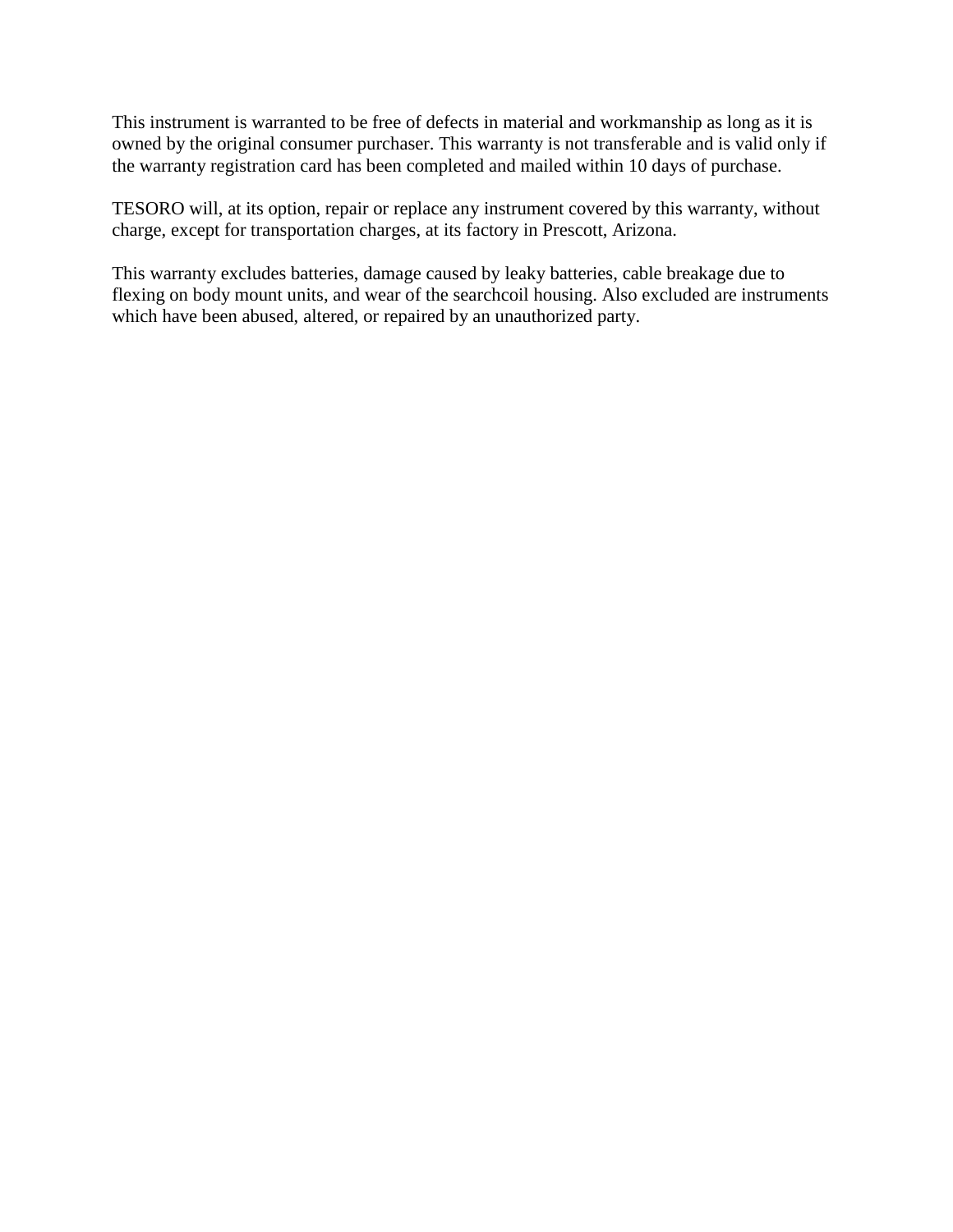This instrument is warranted to be free of defects in material and workmanship as long as it is owned by the original consumer purchaser. This warranty is not transferable and is valid only if the warranty registration card has been completed and mailed within 10 days of purchase.

TESORO will, at its option, repair or replace any instrument covered by this warranty, without charge, except for transportation charges, at its factory in Prescott, Arizona.

This warranty excludes batteries, damage caused by leaky batteries, cable breakage due to flexing on body mount units, and wear of the searchcoil housing. Also excluded are instruments which have been abused, altered, or repaired by an unauthorized party.